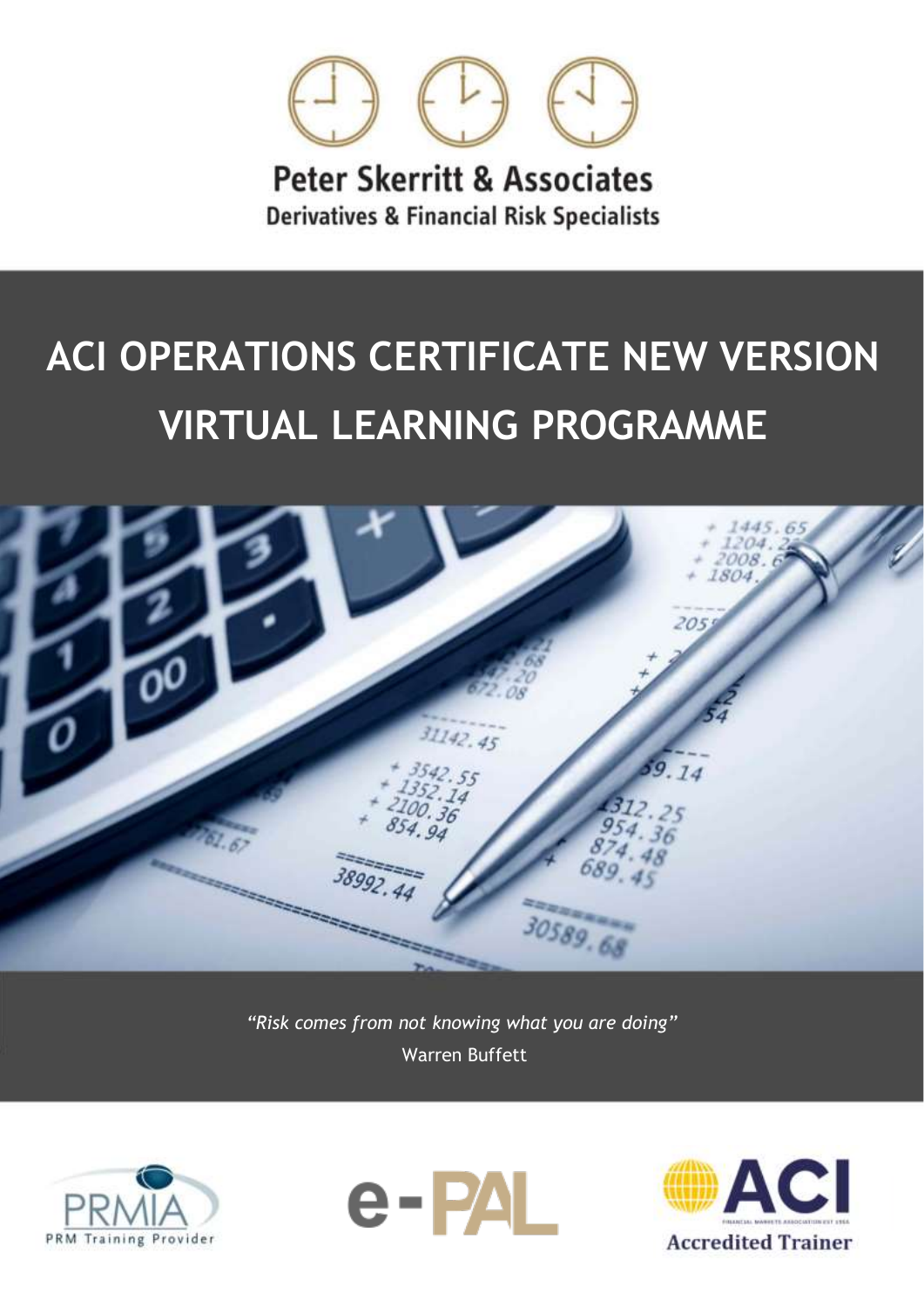Peter Skerritt & Associates

Derivatives & Financial Risk Specialists

# ACI OPERATIONS CERTIFICATE NEW VERSION VIRTUAL LEARNING PROGRAMME

*"Risk comes from not knowing what you are doing"*

Warren Buffett

PRMIA PRM Training Provider

e-PAL

ACI Accredited Trainer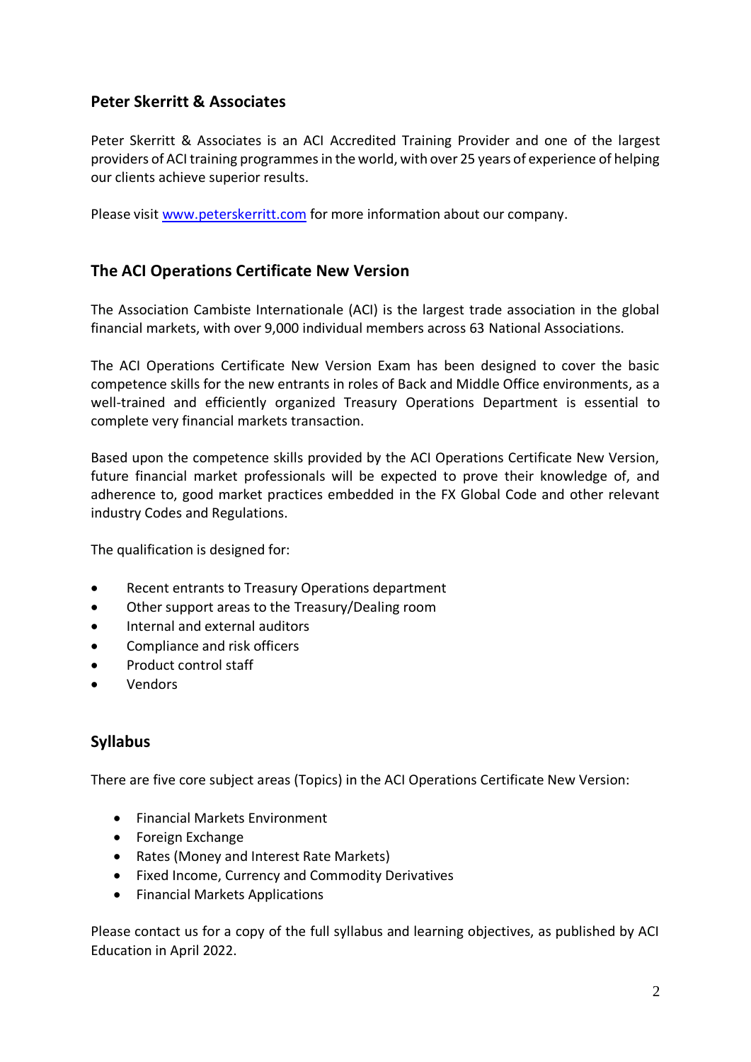## Peter Skerritt & Associates

Peter Skerritt & Associates is an ACI Accredited Training Provider and one of the largest providers of ACI training programmes in the world, with over 25 years of experience of helping our clients achieve superior results.

Please visit [www.peterskerritt.com](http://www.peterskerritt.com) for more information about our company.

## The ACI Operations Certificate New Version

The Association Cambiste Internationale (ACI) is the largest trade association in the global financial markets, with over 9,000 individual members across 63 National Associations.

The ACI Operations Certificate New Version Exam has been designed to cover the basic competence skills for the new entrants in roles of Back and Middle Office environments, as a well-trained and efficiently organized Treasury Operations Department is essential to complete very financial markets transaction.

Based upon the competence skills provided by the ACI Operations Certificate New Version, future financial market professionals will be expected to prove their knowledge of, and adherence to, good market practices embedded in the FX Global Code and other relevant industry Codes and Regulations.

The qualification is designed for:

- Recent entrants to Treasury Operations department
- Other support areas to the Treasury/Dealing room
- Internal and external auditors
- Compliance and risk officers
- Product control staff
- Vendors

## Syllabus

There are five core subject areas (Topics) in the ACI Operations Certificate New Version:

- Financial Markets Environment
- Foreign Exchange
- Rates (Money and Interest Rate Markets)
- Fixed Income, Currency and Commodity Derivatives
- Financial Markets Applications

Please contact us for a copy of the full syllabus and learning objectives, as published by ACI Education in April 2022.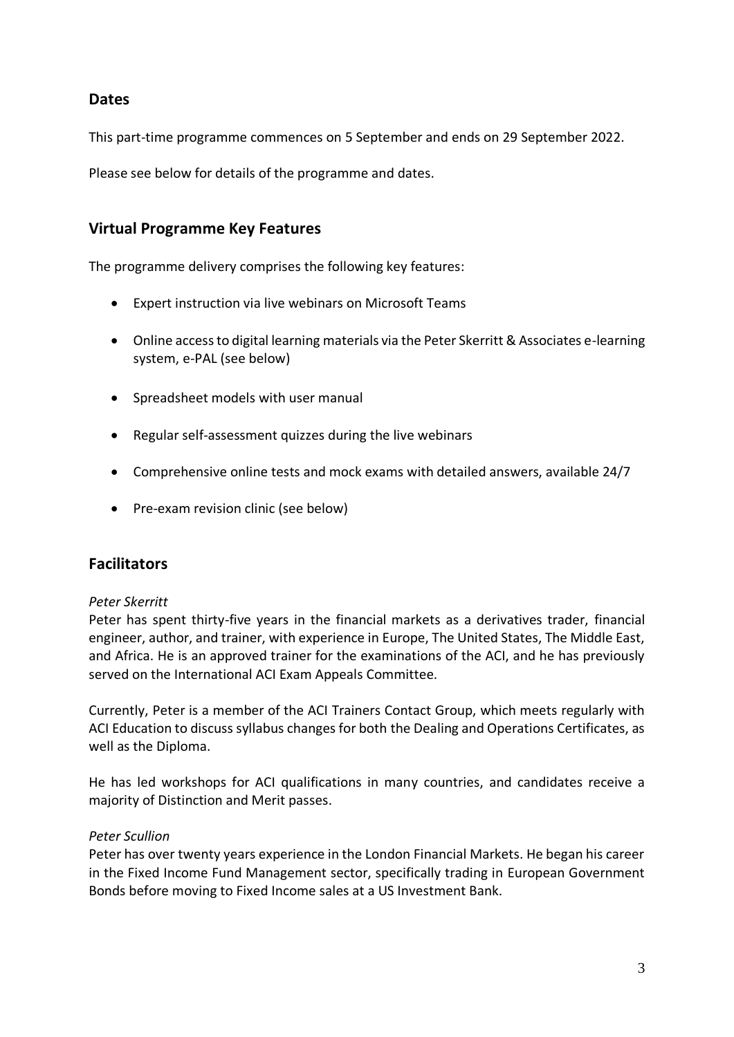## Dates

This part-time programme commences on 5 September and ends on 29 September 2022.

Please see below for details of the programme and dates.

## Virtual Programme Key Features

The programme delivery comprises the following key features:

- Expert instruction via live webinars on Microsoft Teams
- Online access to digital learning materials via the Peter Skerritt & Associates e-learning system, e-PAL (see below)
- Spreadsheet models with user manual
- Regular self-assessment quizzes during the live webinars
- Comprehensive online tests and mock exams with detailed answers, available 24/7
- Pre-exam revision clinic (see below)

## Facilitators

*Peter Skerritt*
Peter has spent thirty-five years in the financial markets as a derivatives trader, financial engineer, author, and trainer, with experience in Europe, The United States, The Middle East, and Africa. He is an approved trainer for the examinations of the ACI, and he has previously served on the International ACI Exam Appeals Committee.

Currently, Peter is a member of the ACI Trainers Contact Group, which meets regularly with ACI Education to discuss syllabus changes for both the Dealing and Operations Certificates, as well as the Diploma.

He has led workshops for ACI qualifications in many countries, and candidates receive a majority of Distinction and Merit passes.

*Peter Scullion*
Peter has over twenty years experience in the London Financial Markets. He began his career in the Fixed Income Fund Management sector, specifically trading in European Government Bonds before moving to Fixed Income sales at a US Investment Bank.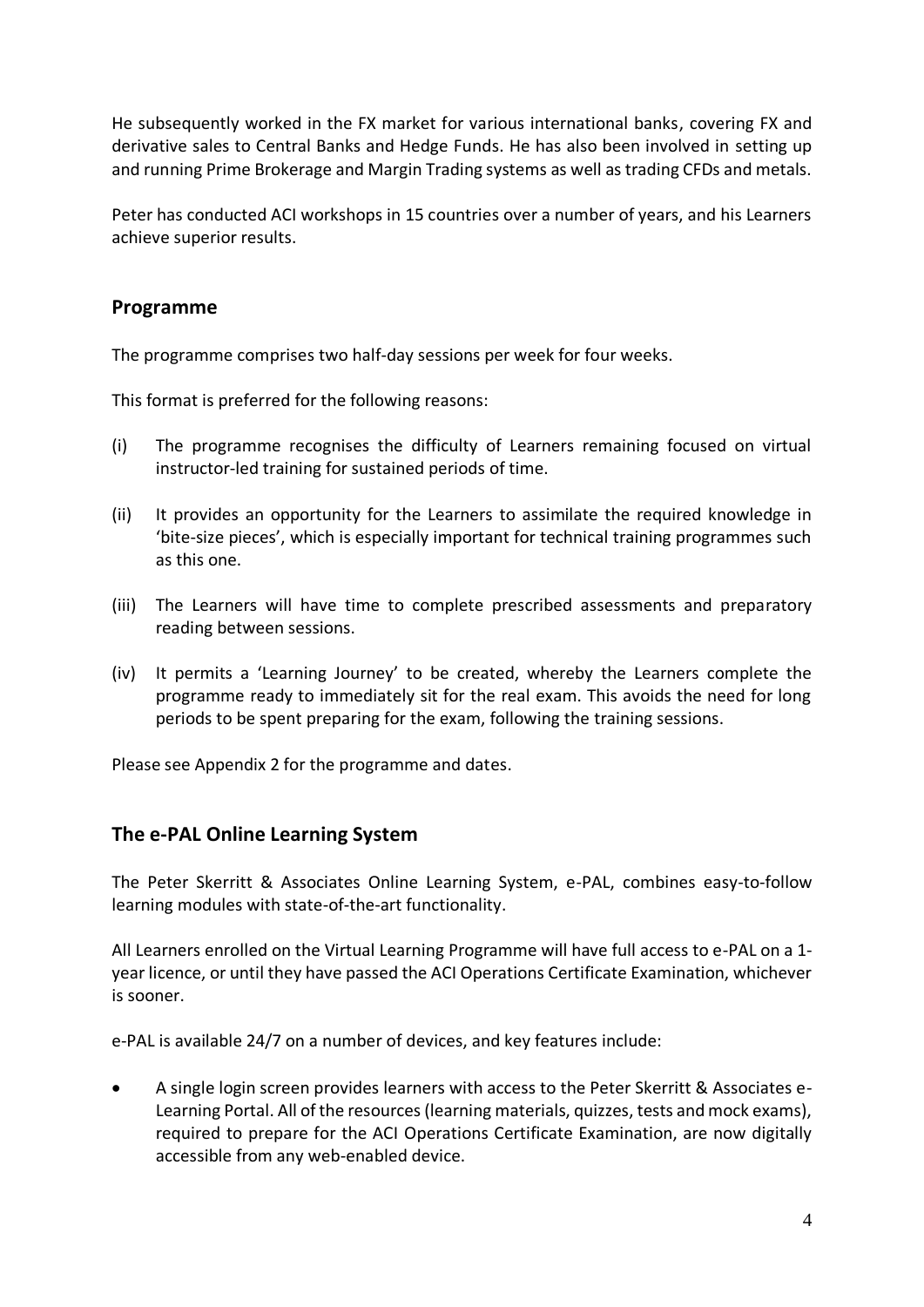He subsequently worked in the FX market for various international banks, covering FX and derivative sales to Central Banks and Hedge Funds. He has also been involved in setting up and running Prime Brokerage and Margin Trading systems as well as trading CFDs and metals.

Peter has conducted ACI workshops in 15 countries over a number of years, and his Learners achieve superior results.

## Programme

The programme comprises two half-day sessions per week for four weeks.

This format is preferred for the following reasons:

(i) The programme recognises the difficulty of Learners remaining focused on virtual instructor-led training for sustained periods of time.

(ii) It provides an opportunity for the Learners to assimilate the required knowledge in 'bite-size pieces', which is especially important for technical training programmes such as this one.

(iii) The Learners will have time to complete prescribed assessments and preparatory reading between sessions.

(iv) It permits a 'Learning Journey' to be created, whereby the Learners complete the programme ready to immediately sit for the real exam. This avoids the need for long periods to be spent preparing for the exam, following the training sessions.

Please see Appendix 2 for the programme and dates.

## The e-PAL Online Learning System

The Peter Skerritt & Associates Online Learning System, e-PAL, combines easy-to-follow learning modules with state-of-the-art functionality.

All Learners enrolled on the Virtual Learning Programme will have full access to e-PAL on a 1-year licence, or until they have passed the ACI Operations Certificate Examination, whichever is sooner.

e-PAL is available 24/7 on a number of devices, and key features include:

- A single login screen provides learners with access to the Peter Skerritt & Associates e-Learning Portal. All of the resources (learning materials, quizzes, tests and mock exams), required to prepare for the ACI Operations Certificate Examination, are now digitally accessible from any web-enabled device.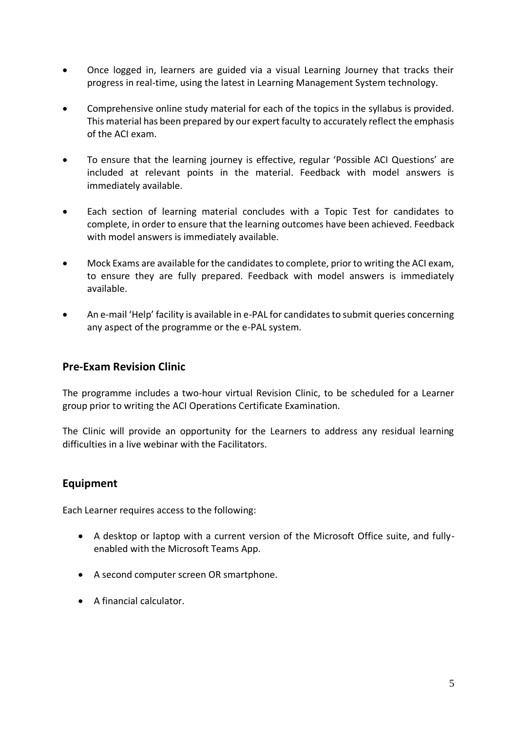- Once logged in, learners are guided via a visual Learning Journey that tracks their progress in real-time, using the latest in Learning Management System technology.

- Comprehensive online study material for each of the topics in the syllabus is provided. This material has been prepared by our expert faculty to accurately reflect the emphasis of the ACI exam.

- To ensure that the learning journey is effective, regular 'Possible ACI Questions' are included at relevant points in the material. Feedback with model answers is immediately available.

- Each section of learning material concludes with a Topic Test for candidates to complete, in order to ensure that the learning outcomes have been achieved. Feedback with model answers is immediately available.

- Mock Exams are available for the candidates to complete, prior to writing the ACI exam, to ensure they are fully prepared. Feedback with model answers is immediately available.

- An e-mail 'Help' facility is available in e-PAL for candidates to submit queries concerning any aspect of the programme or the e-PAL system.

## Pre-Exam Revision Clinic

The programme includes a two-hour virtual Revision Clinic, to be scheduled for a Learner group prior to writing the ACI Operations Certificate Examination.

The Clinic will provide an opportunity for the Learners to address any residual learning difficulties in a live webinar with the Facilitators.

## Equipment

Each Learner requires access to the following:

- A desktop or laptop with a current version of the Microsoft Office suite, and fully-enabled with the Microsoft Teams App.

- A second computer screen OR smartphone.

- A financial calculator.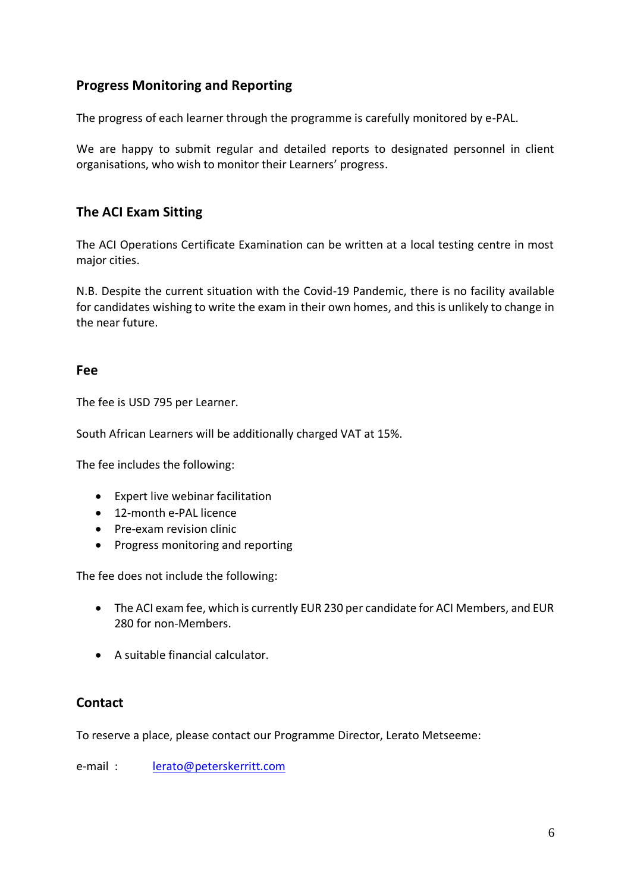## Progress Monitoring and Reporting

The progress of each learner through the programme is carefully monitored by e-PAL.

We are happy to submit regular and detailed reports to designated personnel in client organisations, who wish to monitor their Learners' progress.

## The ACI Exam Sitting

The ACI Operations Certificate Examination can be written at a local testing centre in most major cities.

N.B. Despite the current situation with the Covid-19 Pandemic, there is no facility available for candidates wishing to write the exam in their own homes, and this is unlikely to change in the near future.

## Fee

The fee is USD 795 per Learner.

South African Learners will be additionally charged VAT at 15%.

The fee includes the following:

- Expert live webinar facilitation
- 12-month e-PAL licence
- Pre-exam revision clinic
- Progress monitoring and reporting

The fee does not include the following:

- The ACI exam fee, which is currently EUR 230 per candidate for ACI Members, and EUR 280 for non-Members.
- A suitable financial calculator.

## Contact

To reserve a place, please contact our Programme Director, Lerato Metseeme:

e-mail : lerato@peterskerritt.com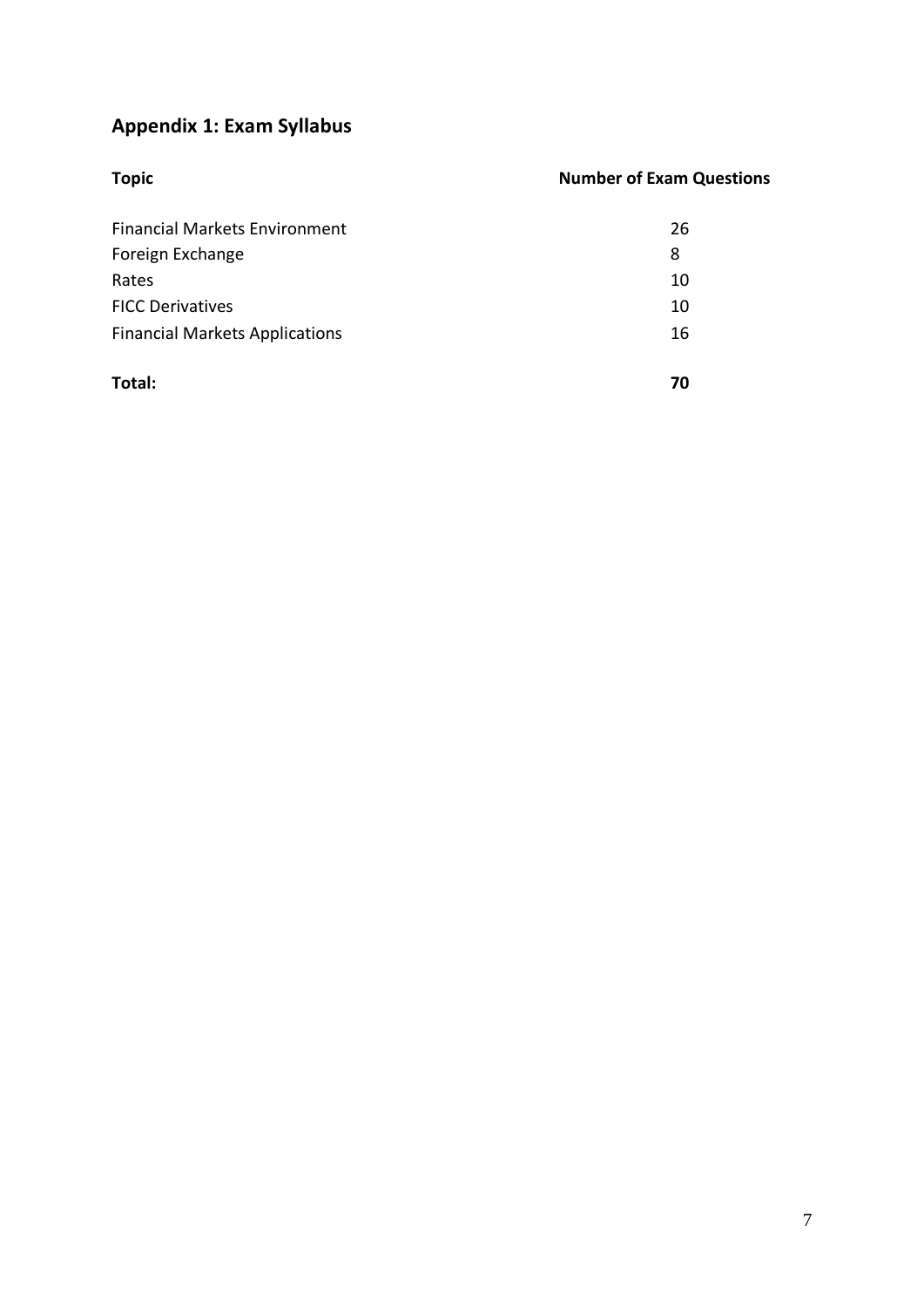## Appendix 1: Exam Syllabus

| Topic | Number of Exam Questions |
|---|---|
| Financial Markets Environment | 26 |
| Foreign Exchange | 8 |
| Rates | 10 |
| FICC Derivatives | 10 |
| Financial Markets Applications | 16 |
| **Total:** | **70** |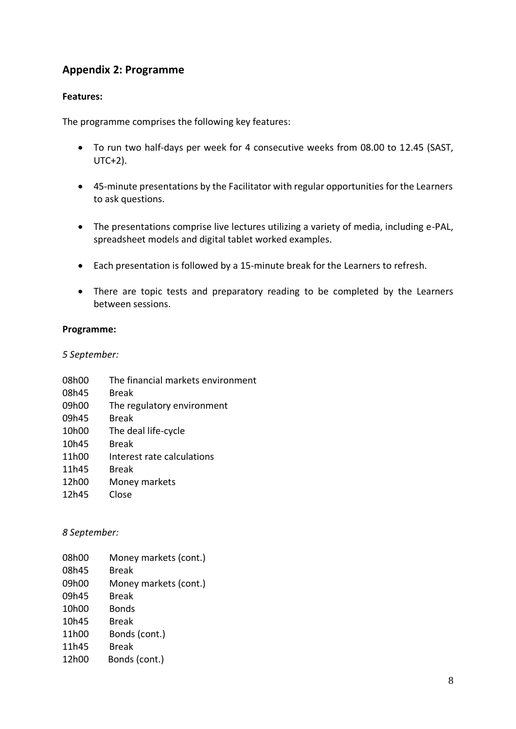## Appendix 2: Programme

**Features:**

The programme comprises the following key features:

- To run two half-days per week for 4 consecutive weeks from 08.00 to 12.45 (SAST, UTC+2).
- 45-minute presentations by the Facilitator with regular opportunities for the Learners to ask questions.
- The presentations comprise live lectures utilizing a variety of media, including e-PAL, spreadsheet models and digital tablet worked examples.
- Each presentation is followed by a 15-minute break for the Learners to refresh.
- There are topic tests and preparatory reading to be completed by the Learners between sessions.

**Programme:**

*5 September:*

08h00 The financial markets environment
08h45 Break
09h00 The regulatory environment
09h45 Break
10h00 The deal life-cycle
10h45 Break
11h00 Interest rate calculations
11h45 Break
12h00 Money markets
12h45 Close

*8 September:*

08h00 Money markets (cont.)
08h45 Break
09h00 Money markets (cont.)
09h45 Break
10h00 Bonds
10h45 Break
11h00 Bonds (cont.)
11h45 Break
12h00 Bonds (cont.)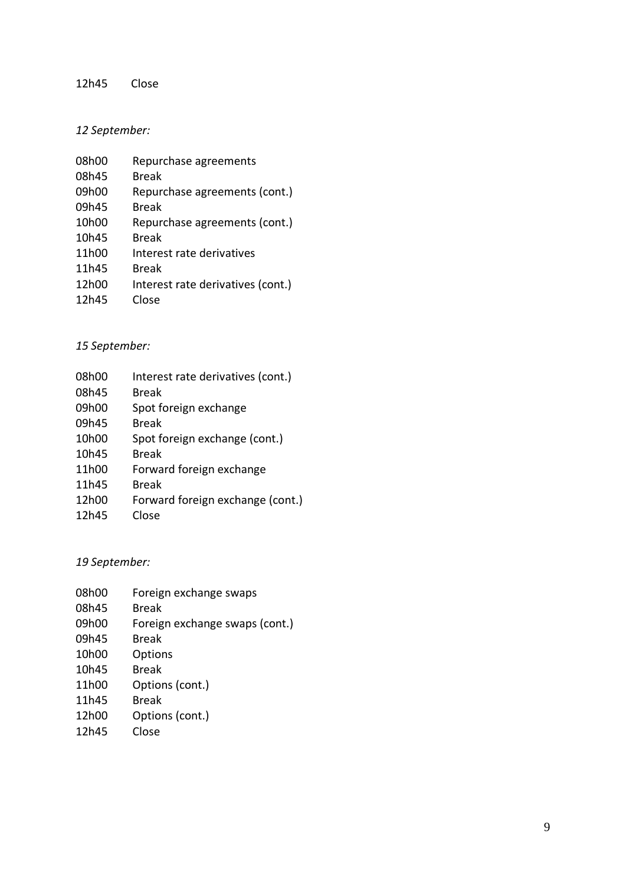12h45 Close

*12 September:*

08h00 Repurchase agreements
08h45 Break
09h00 Repurchase agreements (cont.)
09h45 Break
10h00 Repurchase agreements (cont.)
10h45 Break
11h00 Interest rate derivatives
11h45 Break
12h00 Interest rate derivatives (cont.)
12h45 Close

*15 September:*

08h00 Interest rate derivatives (cont.)
08h45 Break
09h00 Spot foreign exchange
09h45 Break
10h00 Spot foreign exchange (cont.)
10h45 Break
11h00 Forward foreign exchange
11h45 Break
12h00 Forward foreign exchange (cont.)
12h45 Close

*19 September:*

08h00 Foreign exchange swaps
08h45 Break
09h00 Foreign exchange swaps (cont.)
09h45 Break
10h00 Options
10h45 Break
11h00 Options (cont.)
11h45 Break
12h00 Options (cont.)
12h45 Close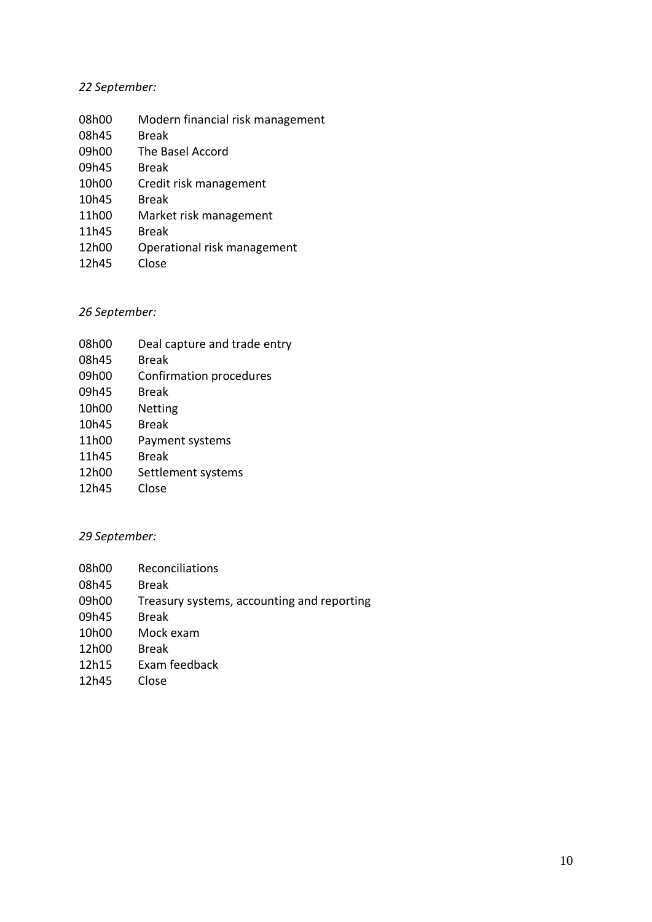*22 September:*

| | |
|---|---|
| 08h00 | Modern financial risk management |
| 08h45 | Break |
| 09h00 | The Basel Accord |
| 09h45 | Break |
| 10h00 | Credit risk management |
| 10h45 | Break |
| 11h00 | Market risk management |
| 11h45 | Break |
| 12h00 | Operational risk management |
| 12h45 | Close |

*26 September:*

| | |
|---|---|
| 08h00 | Deal capture and trade entry |
| 08h45 | Break |
| 09h00 | Confirmation procedures |
| 09h45 | Break |
| 10h00 | Netting |
| 10h45 | Break |
| 11h00 | Payment systems |
| 11h45 | Break |
| 12h00 | Settlement systems |
| 12h45 | Close |

*29 September:*

| | |
|---|---|
| 08h00 | Reconciliations |
| 08h45 | Break |
| 09h00 | Treasury systems, accounting and reporting |
| 09h45 | Break |
| 10h00 | Mock exam |
| 12h00 | Break |
| 12h15 | Exam feedback |
| 12h45 | Close |